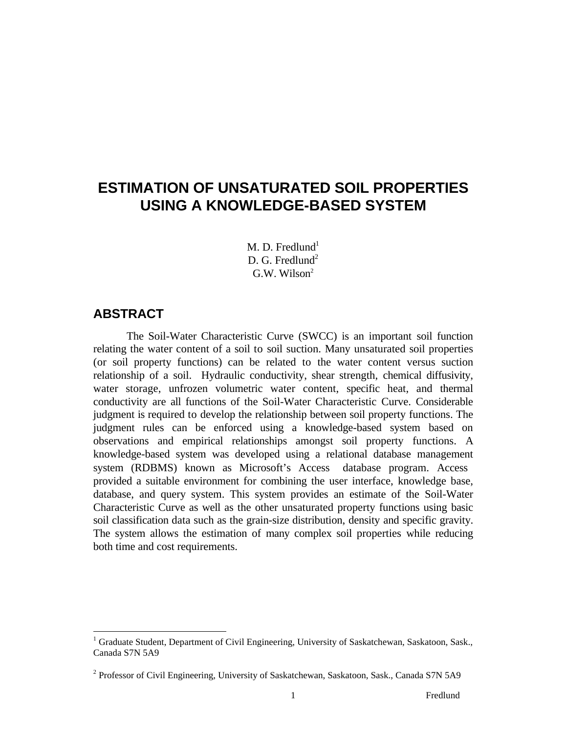# ESTIMATION OF UNSATURATED SOIL PROPERTIES USING A KNOWLEDGE-BASED SYSTEM

M. D. Fredlund[1]
D. G. Fredlund[2]
G.W. Wilson[2]

## ABSTRACT

The Soil-Water Characteristic Curve (SWCC) is an important soil function relating the water content of a soil to soil suction. Many unsaturated soil properties (or soil property functions) can be related to the water content versus suction relationship of a soil. Hydraulic conductivity, shear strength, chemical diffusivity, water storage, unfrozen volumetric water content, specific heat, and thermal conductivity are all functions of the Soil-Water Characteristic Curve. Considerable judgment is required to develop the relationship between soil property functions. The judgment rules can be enforced using a knowledge-based system based on observations and empirical relationships amongst soil property functions. A knowledge-based system was developed using a relational database management system (RDBMS) known as Microsoft's Access database program. Access provided a suitable environment for combining the user interface, knowledge base, database, and query system. This system provides an estimate of the Soil-Water Characteristic Curve as well as the other unsaturated property functions using basic soil classification data such as the grain-size distribution, density and specific gravity. The system allows the estimation of many complex soil properties while reducing both time and cost requirements.

---

[1] Graduate Student, Department of Civil Engineering, University of Saskatchewan, Saskatoon, Sask., Canada S7N 5A9

[2] Professor of Civil Engineering, University of Saskatchewan, Saskatoon, Sask., Canada S7N 5A9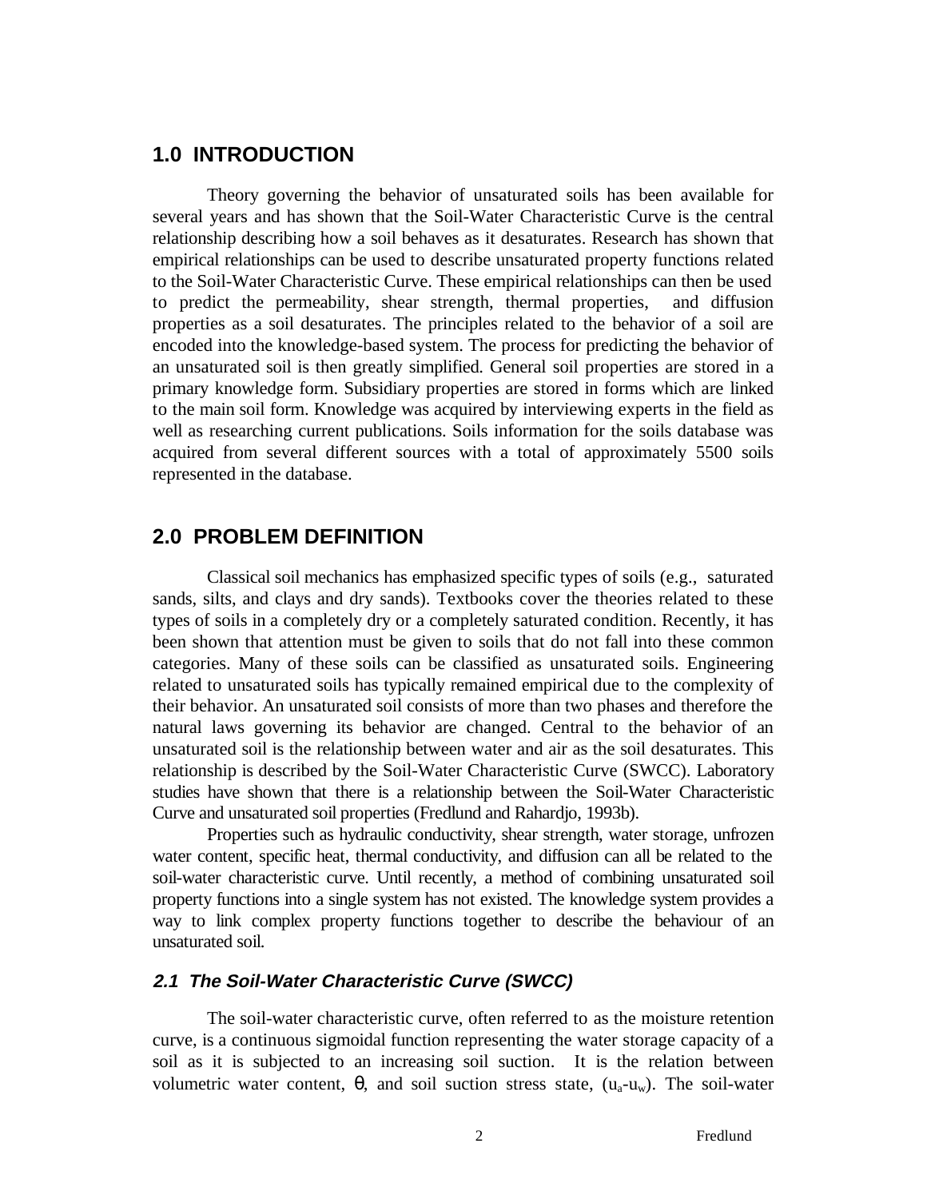## 1.0 INTRODUCTION

Theory governing the behavior of unsaturated soils has been available for several years and has shown that the Soil-Water Characteristic Curve is the central relationship describing how a soil behaves as it desaturates. Research has shown that empirical relationships can be used to describe unsaturated property functions related to the Soil-Water Characteristic Curve. These empirical relationships can then be used to predict the permeability, shear strength, thermal properties, and diffusion properties as a soil desaturates. The principles related to the behavior of a soil are encoded into the knowledge-based system. The process for predicting the behavior of an unsaturated soil is then greatly simplified. General soil properties are stored in a primary knowledge form. Subsidiary properties are stored in forms which are linked to the main soil form. Knowledge was acquired by interviewing experts in the field as well as researching current publications. Soils information for the soils database was acquired from several different sources with a total of approximately 5500 soils represented in the database.

## 2.0 PROBLEM DEFINITION

Classical soil mechanics has emphasized specific types of soils (e.g., saturated sands, silts, and clays and dry sands). Textbooks cover the theories related to these types of soils in a completely dry or a completely saturated condition. Recently, it has been shown that attention must be given to soils that do not fall into these common categories. Many of these soils can be classified as unsaturated soils. Engineering related to unsaturated soils has typically remained empirical due to the complexity of their behavior. An unsaturated soil consists of more than two phases and therefore the natural laws governing its behavior are changed. Central to the behavior of an unsaturated soil is the relationship between water and air as the soil desaturates. This relationship is described by the Soil-Water Characteristic Curve (SWCC). Laboratory studies have shown that there is a relationship between the Soil-Water Characteristic Curve and unsaturated soil properties (Fredlund and Rahardjo, 1993b).

Properties such as hydraulic conductivity, shear strength, water storage, unfrozen water content, specific heat, thermal conductivity, and diffusion can all be related to the soil-water characteristic curve. Until recently, a method of combining unsaturated soil property functions into a single system has not existed. The knowledge system provides a way to link complex property functions together to describe the behaviour of an unsaturated soil.

### *2.1 The Soil-Water Characteristic Curve (SWCC)*

The soil-water characteristic curve, often referred to as the moisture retention curve, is a continuous sigmoidal function representing the water storage capacity of a soil as it is subjected to an increasing soil suction. It is the relation between volumetric water content, $\theta$, and soil suction stress state, $(u_a-u_w)$. The soil-water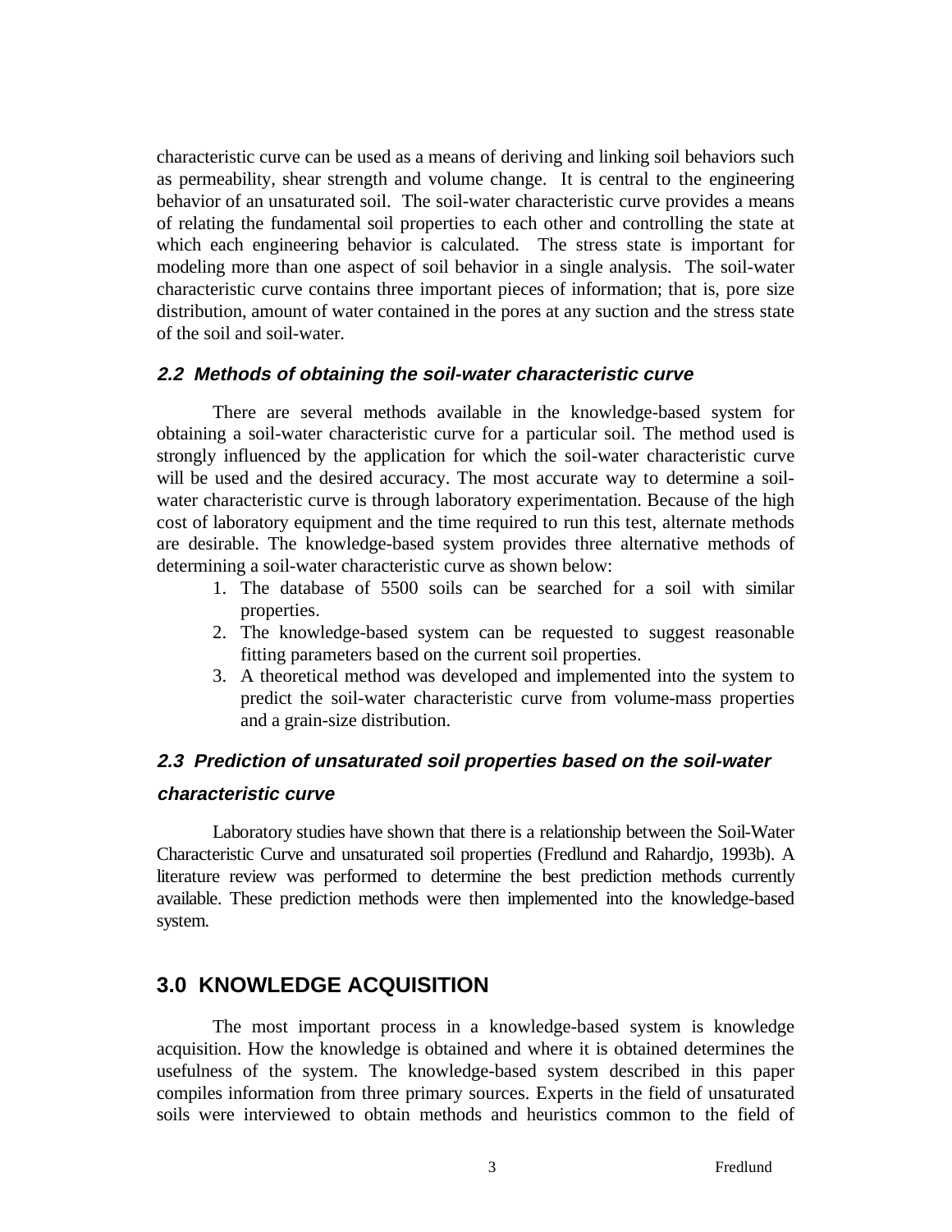characteristic curve can be used as a means of deriving and linking soil behaviors such as permeability, shear strength and volume change. It is central to the engineering behavior of an unsaturated soil. The soil-water characteristic curve provides a means of relating the fundamental soil properties to each other and controlling the state at which each engineering behavior is calculated. The stress state is important for modeling more than one aspect of soil behavior in a single analysis. The soil-water characteristic curve contains three important pieces of information; that is, pore size distribution, amount of water contained in the pores at any suction and the stress state of the soil and soil-water.

### *2.2 Methods of obtaining the soil-water characteristic curve*

There are several methods available in the knowledge-based system for obtaining a soil-water characteristic curve for a particular soil. The method used is strongly influenced by the application for which the soil-water characteristic curve will be used and the desired accuracy. The most accurate way to determine a soil-water characteristic curve is through laboratory experimentation. Because of the high cost of laboratory equipment and the time required to run this test, alternate methods are desirable. The knowledge-based system provides three alternative methods of determining a soil-water characteristic curve as shown below:

1. The database of 5500 soils can be searched for a soil with similar properties.
2. The knowledge-based system can be requested to suggest reasonable fitting parameters based on the current soil properties.
3. A theoretical method was developed and implemented into the system to predict the soil-water characteristic curve from volume-mass properties and a grain-size distribution.

### *2.3 Prediction of unsaturated soil properties based on the soil-water characteristic curve*

Laboratory studies have shown that there is a relationship between the Soil-Water Characteristic Curve and unsaturated soil properties (Fredlund and Rahardjo, 1993b). A literature review was performed to determine the best prediction methods currently available. These prediction methods were then implemented into the knowledge-based system.

## 3.0 KNOWLEDGE ACQUISITION

The most important process in a knowledge-based system is knowledge acquisition. How the knowledge is obtained and where it is obtained determines the usefulness of the system. The knowledge-based system described in this paper compiles information from three primary sources. Experts in the field of unsaturated soils were interviewed to obtain methods and heuristics common to the field of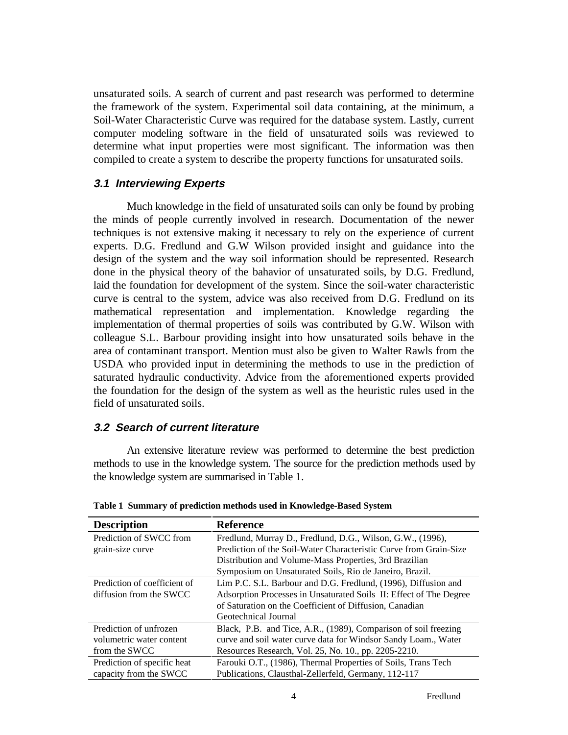unsaturated soils. A search of current and past research was performed to determine the framework of the system. Experimental soil data containing, at the minimum, a Soil-Water Characteristic Curve was required for the database system. Lastly, current computer modeling software in the field of unsaturated soils was reviewed to determine what input properties were most significant. The information was then compiled to create a system to describe the property functions for unsaturated soils.

### 3.1 Interviewing Experts

Much knowledge in the field of unsaturated soils can only be found by probing the minds of people currently involved in research. Documentation of the newer techniques is not extensive making it necessary to rely on the experience of current experts. D.G. Fredlund and G.W Wilson provided insight and guidance into the design of the system and the way soil information should be represented. Research done in the physical theory of the bahavior of unsaturated soils, by D.G. Fredlund, laid the foundation for development of the system. Since the soil-water characteristic curve is central to the system, advice was also received from D.G. Fredlund on its mathematical representation and implementation. Knowledge regarding the implementation of thermal properties of soils was contributed by G.W. Wilson with colleague S.L. Barbour providing insight into how unsaturated soils behave in the area of contaminant transport. Mention must also be given to Walter Rawls from the USDA who provided input in determining the methods to use in the prediction of saturated hydraulic conductivity. Advice from the aforementioned experts provided the foundation for the design of the system as well as the heuristic rules used in the field of unsaturated soils.

### 3.2 Search of current literature

An extensive literature review was performed to determine the best prediction methods to use in the knowledge system. The source for the prediction methods used by the knowledge system are summarised in Table 1.

**Table 1 Summary of prediction methods used in Knowledge-Based System**

| Description | Reference |
|---|---|
| Prediction of SWCC from grain-size curve | Fredlund, Murray D., Fredlund, D.G., Wilson, G.W., (1996), Prediction of the Soil-Water Characteristic Curve from Grain-Size Distribution and Volume-Mass Properties, 3rd Brazilian Symposium on Unsaturated Soils, Rio de Janeiro, Brazil. |
| Prediction of coefficient of diffusion from the SWCC | Lim P.C. S.L. Barbour and D.G. Fredlund, (1996), Diffusion and Adsorption Processes in Unsaturated Soils II: Effect of The Degree of Saturation on the Coefficient of Diffusion, Canadian Geotechnical Journal |
| Prediction of unfrozen volumetric water content from the SWCC | Black, P.B. and Tice, A.R., (1989), Comparison of soil freezing curve and soil water curve data for Windsor Sandy Loam., Water Resources Research, Vol. 25, No. 10., pp. 2205-2210. |
| Prediction of specific heat capacity from the SWCC | Farouki O.T., (1986), Thermal Properties of Soils, Trans Tech Publications, Clausthal-Zellerfeld, Germany, 112-117 |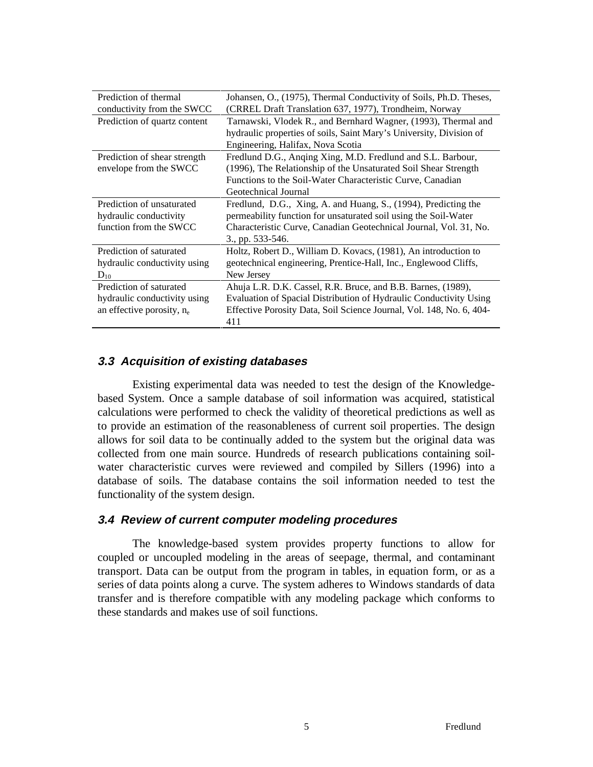| | |
|---|---|
| Prediction of thermal conductivity from the SWCC | Johansen, O., (1975), Thermal Conductivity of Soils, Ph.D. Theses, (CRREL Draft Translation 637, 1977), Trondheim, Norway |
| Prediction of quartz content | Tarnawski, Vlodek R., and Bernhard Wagner, (1993), Thermal and hydraulic properties of soils, Saint Mary's University, Division of Engineering, Halifax, Nova Scotia |
| Prediction of shear strength envelope from the SWCC | Fredlund D.G., Anqing Xing, M.D. Fredlund and S.L. Barbour, (1996), The Relationship of the Unsaturated Soil Shear Strength Functions to the Soil-Water Characteristic Curve, Canadian Geotechnical Journal |
| Prediction of unsaturated hydraulic conductivity function from the SWCC | Fredlund, D.G., Xing, A. and Huang, S., (1994), Predicting the permeability function for unsaturated soil using the Soil-Water Characteristic Curve, Canadian Geotechnical Journal, Vol. 31, No. 3., pp. 533-546. |
| Prediction of saturated hydraulic conductivity using $D_{10}$ | Holtz, Robert D., William D. Kovacs, (1981), An introduction to geotechnical engineering, Prentice-Hall, Inc., Englewood Cliffs, New Jersey |
| Prediction of saturated hydraulic conductivity using an effective porosity, $n_e$ | Ahuja L.R. D.K. Cassel, R.R. Bruce, and B.B. Barnes, (1989), Evaluation of Spacial Distribution of Hydraulic Conductivity Using Effective Porosity Data, Soil Science Journal, Vol. 148, No. 6, 404-411 |

### *3.3 Acquisition of existing databases*

Existing experimental data was needed to test the design of the Knowledge-based System. Once a sample database of soil information was acquired, statistical calculations were performed to check the validity of theoretical predictions as well as to provide an estimation of the reasonableness of current soil properties. The design allows for soil data to be continually added to the system but the original data was collected from one main source. Hundreds of research publications containing soil-water characteristic curves were reviewed and compiled by Sillers (1996) into a database of soils. The database contains the soil information needed to test the functionality of the system design.

### *3.4 Review of current computer modeling procedures*

The knowledge-based system provides property functions to allow for coupled or uncoupled modeling in the areas of seepage, thermal, and contaminant transport. Data can be output from the program in tables, in equation form, or as a series of data points along a curve. The system adheres to Windows standards of data transfer and is therefore compatible with any modeling package which conforms to these standards and makes use of soil functions.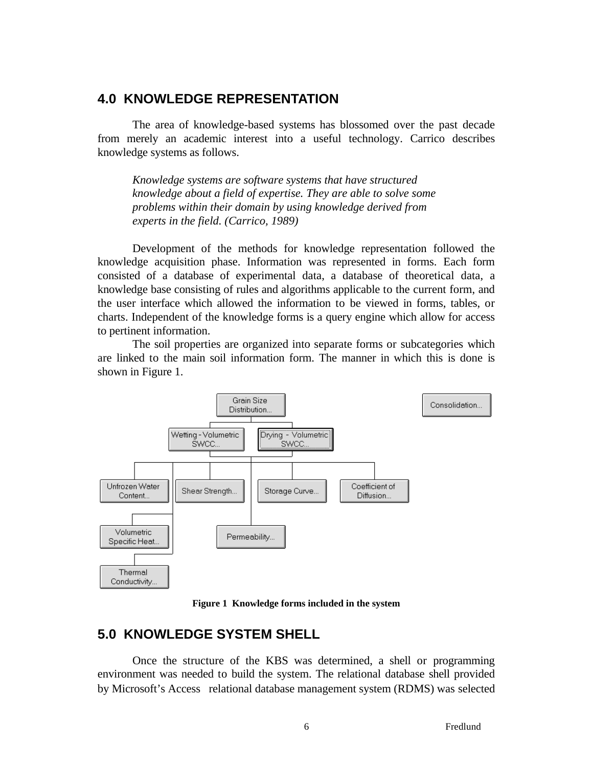## 4.0 KNOWLEDGE REPRESENTATION

The area of knowledge-based systems has blossomed over the past decade from merely an academic interest into a useful technology. Carrico describes knowledge systems as follows.

> *Knowledge systems are software systems that have structured knowledge about a field of expertise. They are able to solve some problems within their domain by using knowledge derived from experts in the field. (Carrico, 1989)*

Development of the methods for knowledge representation followed the knowledge acquisition phase. Information was represented in forms. Each form consisted of a database of experimental data, a database of theoretical data, a knowledge base consisting of rules and algorithms applicable to the current form, and the user interface which allowed the information to be viewed in forms, tables, or charts. Independent of the knowledge forms is a query engine which allow for access to pertinent information.

The soil properties are organized into separate forms or subcategories which are linked to the main soil information form. The manner in which this is done is shown in Figure 1.

**Figure 1 Knowledge forms included in the system**

## 5.0 KNOWLEDGE SYSTEM SHELL

Once the structure of the KBS was determined, a shell or programming environment was needed to build the system. The relational database shell provided by Microsoft's Access relational database management system (RDMS) was selected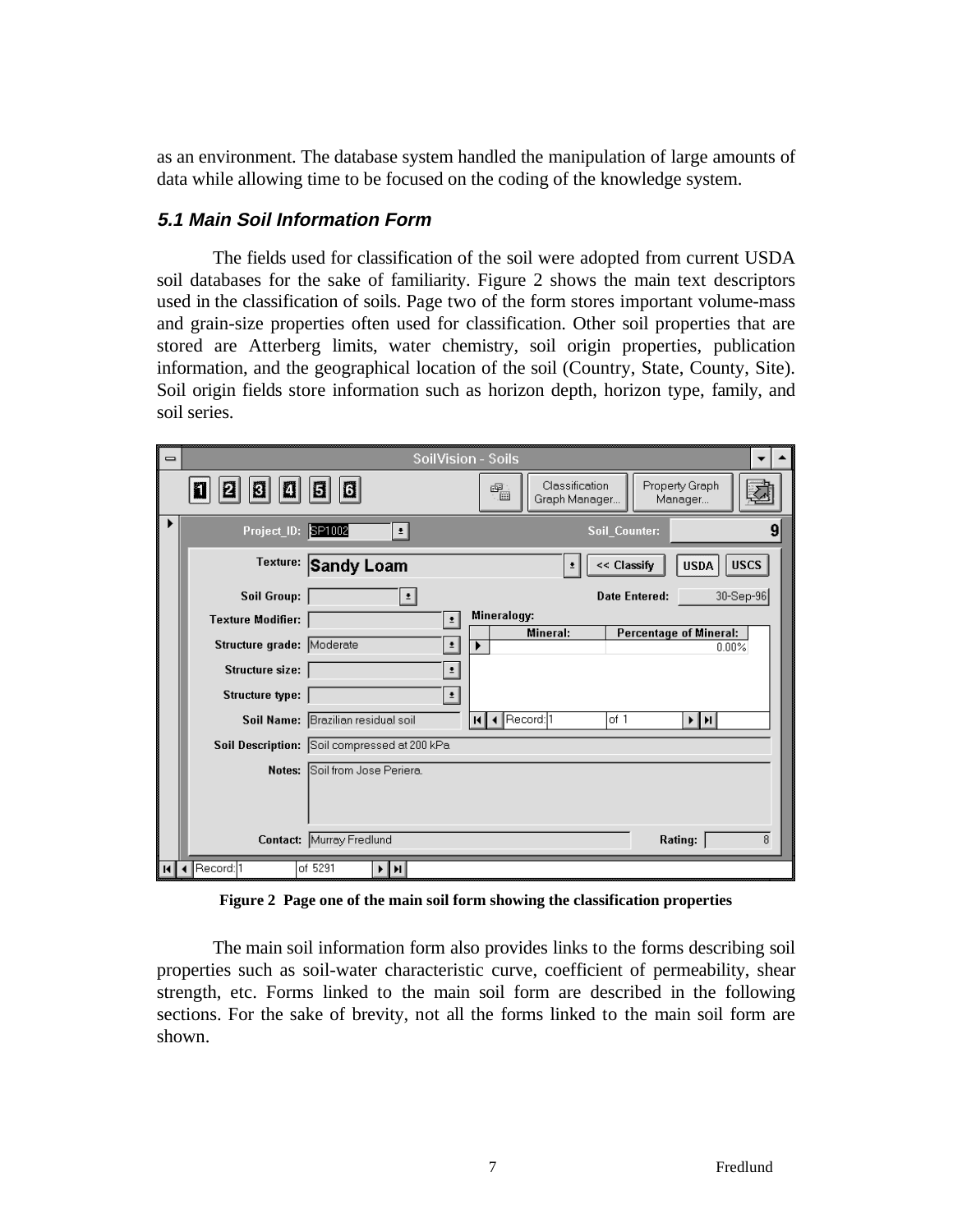as an environment. The database system handled the manipulation of large amounts of data while allowing time to be focused on the coding of the knowledge system.

### *5.1 Main Soil Information Form*

The fields used for classification of the soil were adopted from current USDA soil databases for the sake of familiarity. Figure 2 shows the main text descriptors used in the classification of soils. Page two of the form stores important volume-mass and grain-size properties often used for classification. Other soil properties that are stored are Atterberg limits, water chemistry, soil origin properties, publication information, and the geographical location of the soil (Country, State, County, Site). Soil origin fields store information such as horizon depth, horizon type, family, and soil series.

**Figure 2 Page one of the main soil form showing the classification properties**

The main soil information form also provides links to the forms describing soil properties such as soil-water characteristic curve, coefficient of permeability, shear strength, etc. Forms linked to the main soil form are described in the following sections. For the sake of brevity, not all the forms linked to the main soil form are shown.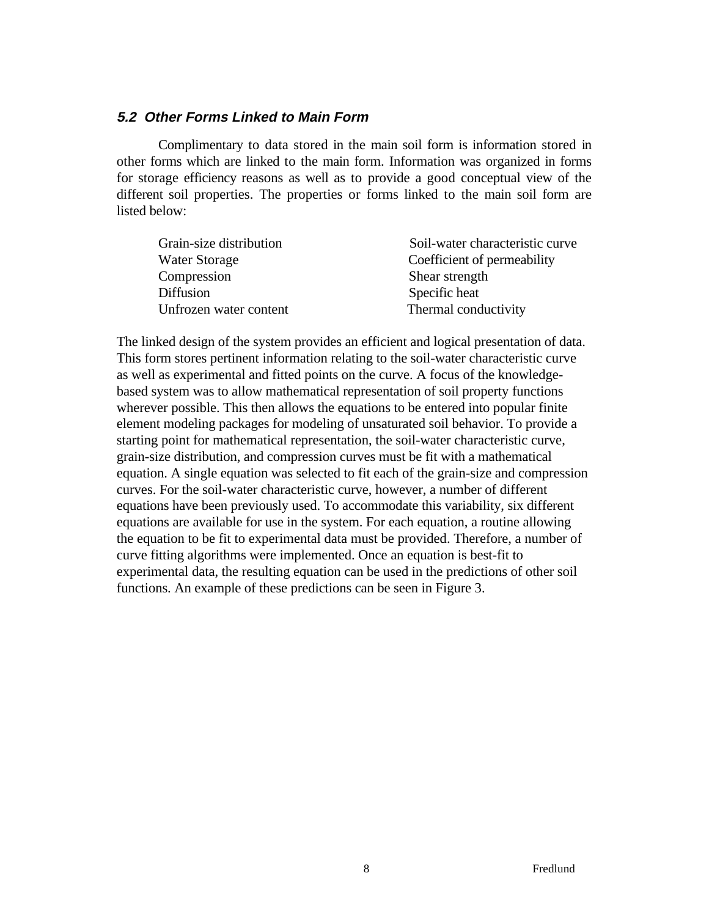### *5.2 Other Forms Linked to Main Form*

Complimentary to data stored in the main soil form is information stored in other forms which are linked to the main form. Information was organized in forms for storage efficiency reasons as well as to provide a good conceptual view of the different soil properties. The properties or forms linked to the main soil form are listed below:

| | |
|---|---|
| Grain-size distribution | Soil-water characteristic curve |
| Water Storage | Coefficient of permeability |
| Compression | Shear strength |
| Diffusion | Specific heat |
| Unfrozen water content | Thermal conductivity |

The linked design of the system provides an efficient and logical presentation of data. This form stores pertinent information relating to the soil-water characteristic curve as well as experimental and fitted points on the curve. A focus of the knowledge-based system was to allow mathematical representation of soil property functions wherever possible. This then allows the equations to be entered into popular finite element modeling packages for modeling of unsaturated soil behavior. To provide a starting point for mathematical representation, the soil-water characteristic curve, grain-size distribution, and compression curves must be fit with a mathematical equation. A single equation was selected to fit each of the grain-size and compression curves. For the soil-water characteristic curve, however, a number of different equations have been previously used. To accommodate this variability, six different equations are available for use in the system. For each equation, a routine allowing the equation to be fit to experimental data must be provided. Therefore, a number of curve fitting algorithms were implemented. Once an equation is best-fit to experimental data, the resulting equation can be used in the predictions of other soil functions. An example of these predictions can be seen in Figure 3.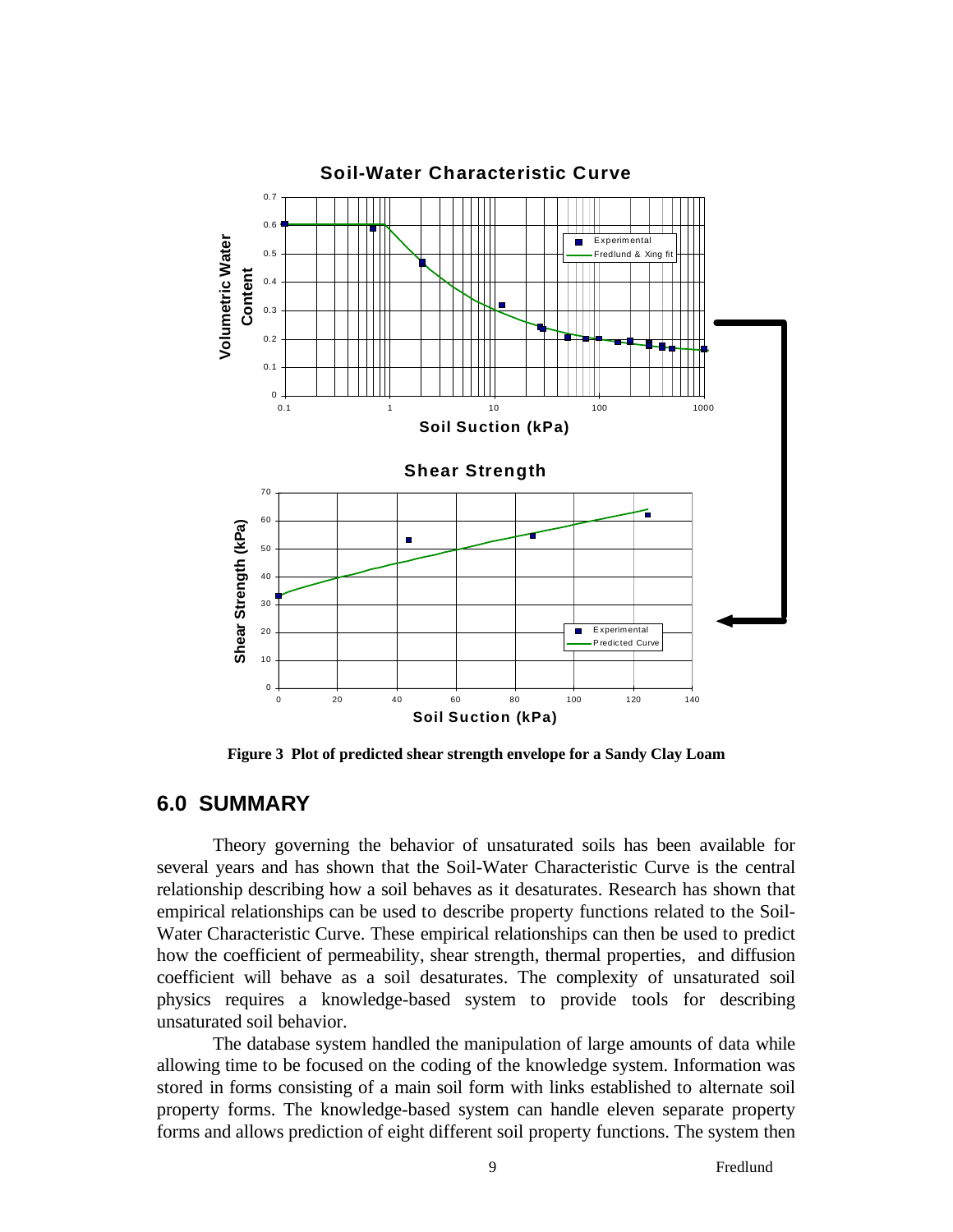**Figure 3 Plot of predicted shear strength envelope for a Sandy Clay Loam**

## 6.0 SUMMARY

Theory governing the behavior of unsaturated soils has been available for several years and has shown that the Soil-Water Characteristic Curve is the central relationship describing how a soil behaves as it desaturates. Research has shown that empirical relationships can be used to describe property functions related to the Soil-Water Characteristic Curve. These empirical relationships can then be used to predict how the coefficient of permeability, shear strength, thermal properties, and diffusion coefficient will behave as a soil desaturates. The complexity of unsaturated soil physics requires a knowledge-based system to provide tools for describing unsaturated soil behavior.

The database system handled the manipulation of large amounts of data while allowing time to be focused on the coding of the knowledge system. Information was stored in forms consisting of a main soil form with links established to alternate soil property forms. The knowledge-based system can handle eleven separate property forms and allows prediction of eight different soil property functions. The system then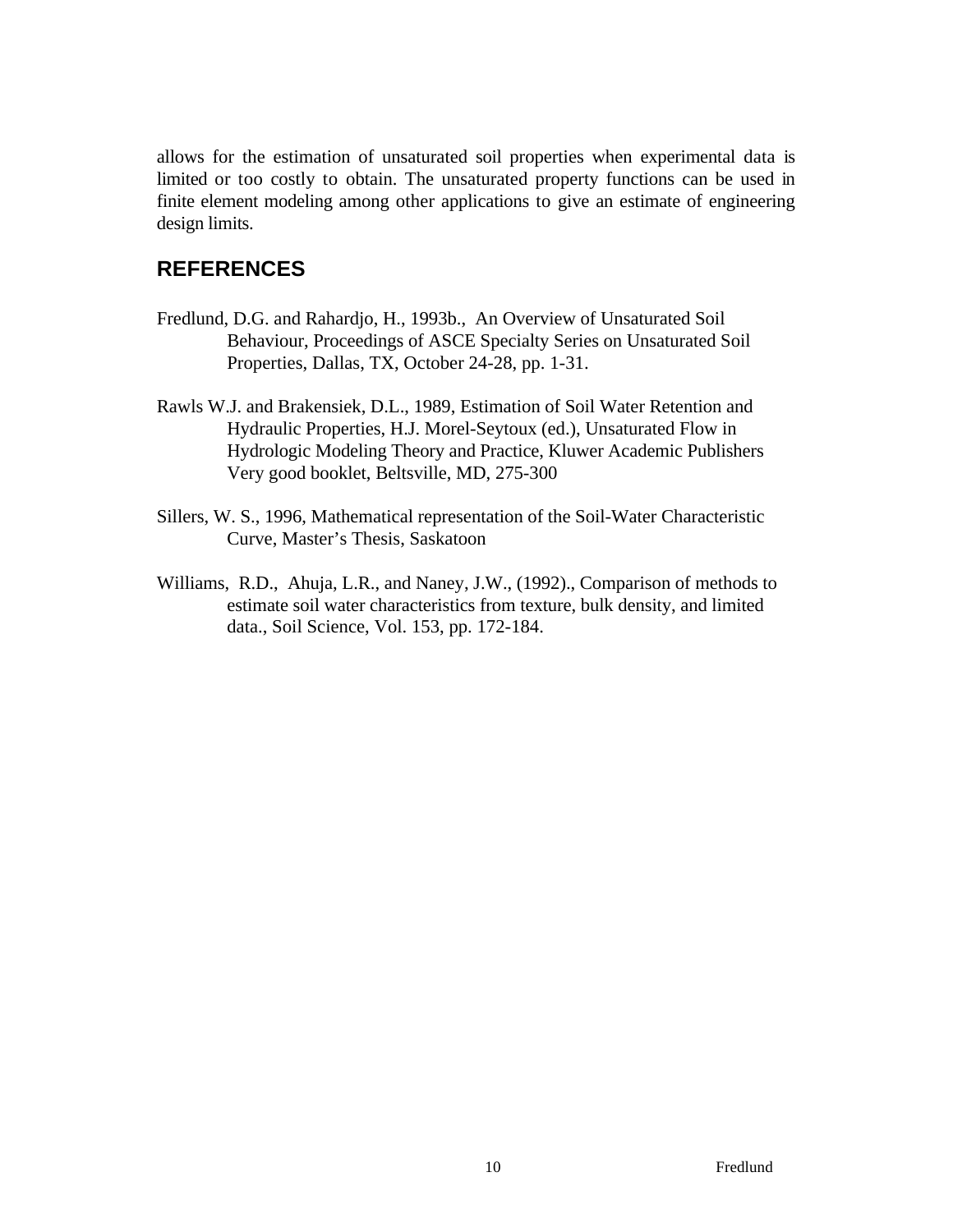allows for the estimation of unsaturated soil properties when experimental data is limited or too costly to obtain. The unsaturated property functions can be used in finite element modeling among other applications to give an estimate of engineering design limits.

## REFERENCES

Fredlund, D.G. and Rahardjo, H., 1993b., An Overview of Unsaturated Soil Behaviour, Proceedings of ASCE Specialty Series on Unsaturated Soil Properties, Dallas, TX, October 24-28, pp. 1-31.

Rawls W.J. and Brakensiek, D.L., 1989, Estimation of Soil Water Retention and Hydraulic Properties, H.J. Morel-Seytoux (ed.), Unsaturated Flow in Hydrologic Modeling Theory and Practice, Kluwer Academic Publishers Very good booklet, Beltsville, MD, 275-300

Sillers, W. S., 1996, Mathematical representation of the Soil-Water Characteristic Curve, Master's Thesis, Saskatoon

Williams, R.D., Ahuja, L.R., and Naney, J.W., (1992)., Comparison of methods to estimate soil water characteristics from texture, bulk density, and limited data., Soil Science, Vol. 153, pp. 172-184.